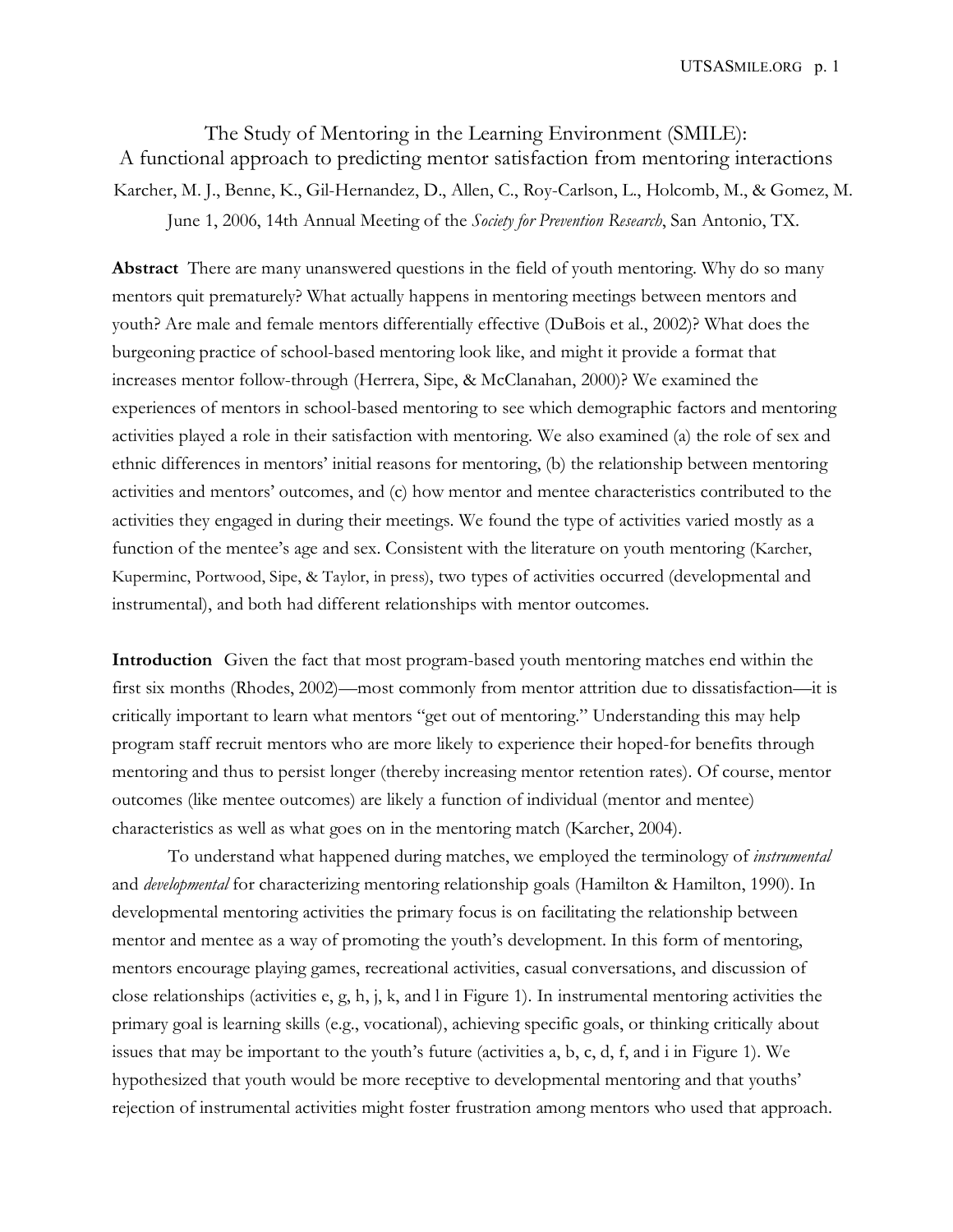# The Study of Mentoring in the Learning Environment (SMILE): A functional approach to predicting mentor satisfaction from mentoring interactions

Karcher, M. J., Benne, K., Gil-Hernandez, D., Allen, C., Roy-Carlson, L., Holcomb, M., & Gomez, M.

June 1, 2006, 14th Annual Meeting of the *Society for Prevention Research*, San Antonio, TX.

**Abstract** There are many unanswered questions in the field of youth mentoring. Why do so many mentors quit prematurely? What actually happens in mentoring meetings between mentors and youth? Are male and female mentors differentially effective (DuBois et al., 2002)? What does the burgeoning practice of school-based mentoring look like, and might it provide a format that increases mentor follow-through (Herrera, Sipe, & McClanahan, 2000)? We examined the experiences of mentors in school-based mentoring to see which demographic factors and mentoring activities played a role in their satisfaction with mentoring. We also examined (a) the role of sex and ethnic differences in mentors' initial reasons for mentoring, (b) the relationship between mentoring activities and mentors' outcomes, and (c) how mentor and mentee characteristics contributed to the activities they engaged in during their meetings. We found the type of activities varied mostly as a function of the mentee's age and sex. Consistent with the literature on youth mentoring (Karcher, Kuperminc, Portwood, Sipe, & Taylor, in press), two types of activities occurred (developmental and instrumental), and both had different relationships with mentor outcomes.

**Introduction** Given the fact that most program-based youth mentoring matches end within the first six months (Rhodes, 2002)—most commonly from mentor attrition due to dissatisfaction—it is critically important to learn what mentors "get out of mentoring." Understanding this may help program staff recruit mentors who are more likely to experience their hoped-for benefits through mentoring and thus to persist longer (thereby increasing mentor retention rates). Of course, mentor outcomes (like mentee outcomes) are likely a function of individual (mentor and mentee) characteristics as well as what goes on in the mentoring match (Karcher, 2004).

To understand what happened during matches, we employed the terminology of *instrumental* and *developmental* for characterizing mentoring relationship goals (Hamilton & Hamilton, 1990). In developmental mentoring activities the primary focus is on facilitating the relationship between mentor and mentee as a way of promoting the youth's development. In this form of mentoring, mentors encourage playing games, recreational activities, casual conversations, and discussion of close relationships (activities e, g, h, j, k, and l in Figure 1). In instrumental mentoring activities the primary goal is learning skills (e.g., vocational), achieving specific goals, or thinking critically about issues that may be important to the youth's future (activities a, b, c, d, f, and i in Figure 1). We hypothesized that youth would be more receptive to developmental mentoring and that youths' rejection of instrumental activities might foster frustration among mentors who used that approach.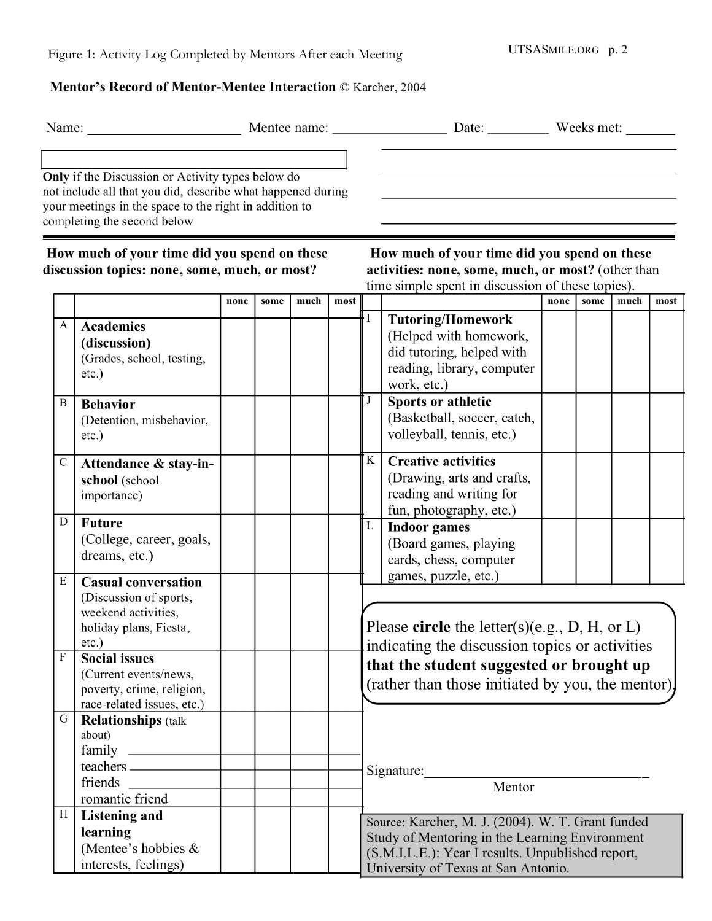Figure 1: Activity Log Completed by Mentors After each Meeting

**Mentor's Record of Mentor-Mentee Interaction** © Karcher, 2004

Name: ____________________ Mentee name: ______________ Date: ________ Weeks met: ______

**Only** if the Discussion or Activity types below do not include all that you did, describe what happened during your meetings in the space to the right in addition to completing the second below

________________________________________

________________________________________

________________________________________

________________________________________

**How much of your time did you spend on these discussion topics: none, some, much, or most?**

| | | none | some | much | most |
|---|---|---|---|---|---|
| A | **Academics (discussion)** (Grades, school, testing, etc.) | | | | |
| B | **Behavior** (Detention, misbehavior, etc.) | | | | |
| C | **Attendance & stay-in-school** (school importance) | | | | |
| D | **Future** (College, career, goals, dreams, etc.) | | | | |
| E | **Casual conversation** (Discussion of sports, weekend activities, holiday plans, Fiesta, etc.) | | | | |
| F | **Social issues** (Current events/news, poverty, crime, religion, race-related issues, etc.) | | | | |
| G | **Relationships** (talk about) family ______ teachers ______ friends ______ romantic friend | | | | |
| H | **Listening and learning** (Mentee's hobbies & interests, feelings) | | | | |

**How much of your time did you spend on these activities: none, some, much, or most?** (other than time simple spent in discussion of these topics).

| | | none | some | much | most |
|---|---|---|---|---|---|
| I | **Tutoring/Homework** (Helped with homework, did tutoring, helped with reading, library, computer work, etc.) | | | | |
| J | **Sports or athletic** (Basketball, soccer, catch, volleyball, tennis, etc.) | | | | |
| K | **Creative activities** (Drawing, arts and crafts, reading and writing for fun, photography, etc.) | | | | |
| L | **Indoor games** (Board games, playing cards, chess, computer games, puzzle, etc.) | | | | |

Please **circle** the letter(s)(e.g., D, H, or L) indicating the discussion topics or activities **that the student suggested or brought up** (rather than those initiated by you, the mentor).

Signature:______________________________
Mentor

Source: Karcher, M. J. (2004). W. T. Grant funded Study of Mentoring in the Learning Environment (S.M.I.L.E.): Year I results. Unpublished report, University of Texas at San Antonio.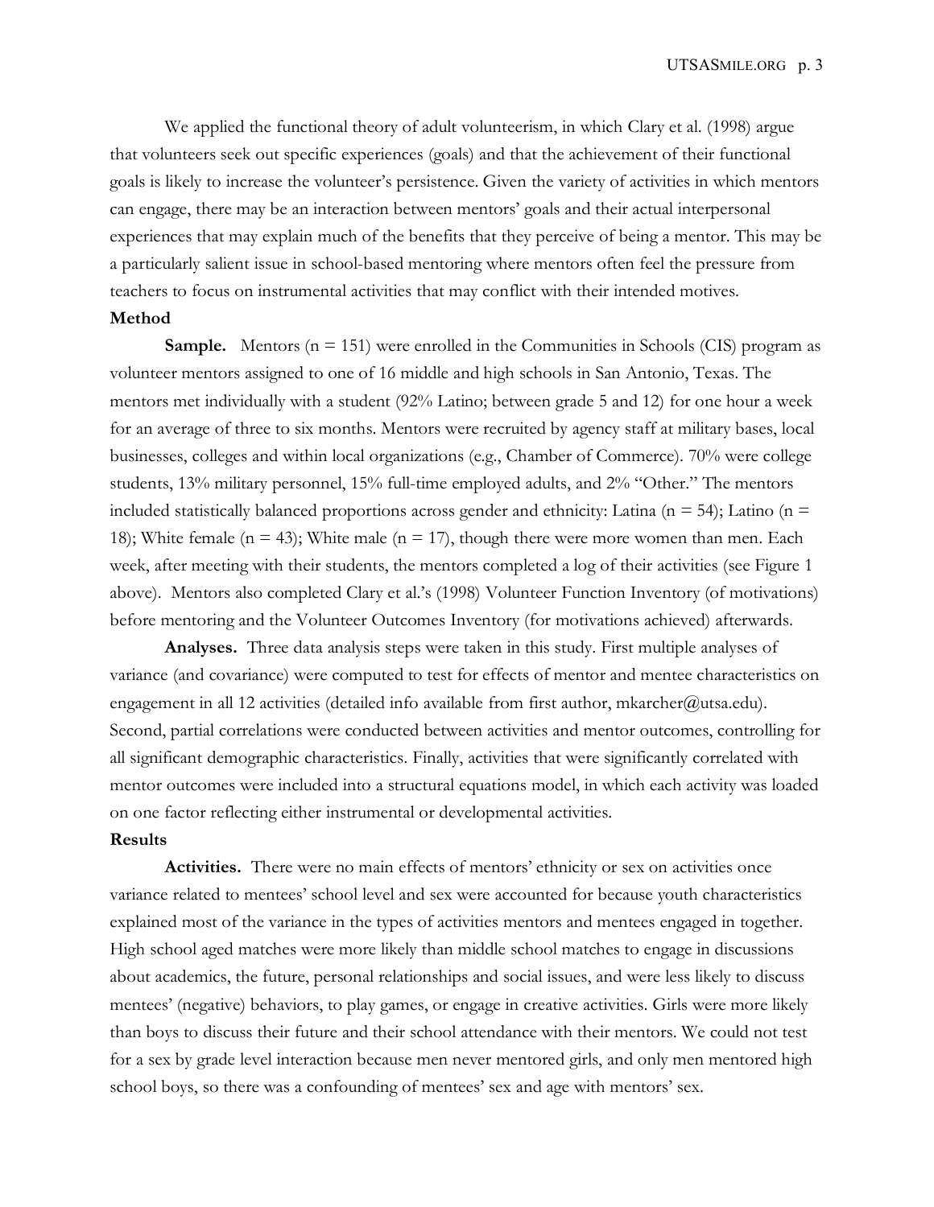We applied the functional theory of adult volunteerism, in which Clary et al. (1998) argue that volunteers seek out specific experiences (goals) and that the achievement of their functional goals is likely to increase the volunteer's persistence. Given the variety of activities in which mentors can engage, there may be an interaction between mentors' goals and their actual interpersonal experiences that may explain much of the benefits that they perceive of being a mentor. This may be a particularly salient issue in school-based mentoring where mentors often feel the pressure from teachers to focus on instrumental activities that may conflict with their intended motives.

**Method**

**Sample.** Mentors (n = 151) were enrolled in the Communities in Schools (CIS) program as volunteer mentors assigned to one of 16 middle and high schools in San Antonio, Texas. The mentors met individually with a student (92% Latino; between grade 5 and 12) for one hour a week for an average of three to six months. Mentors were recruited by agency staff at military bases, local businesses, colleges and within local organizations (e.g., Chamber of Commerce). 70% were college students, 13% military personnel, 15% full-time employed adults, and 2% "Other." The mentors included statistically balanced proportions across gender and ethnicity: Latina (n = 54); Latino (n = 18); White female (n = 43); White male (n = 17), though there were more women than men. Each week, after meeting with their students, the mentors completed a log of their activities (see Figure 1 above). Mentors also completed Clary et al.'s (1998) Volunteer Function Inventory (of motivations) before mentoring and the Volunteer Outcomes Inventory (for motivations achieved) afterwards.

**Analyses.** Three data analysis steps were taken in this study. First multiple analyses of variance (and covariance) were computed to test for effects of mentor and mentee characteristics on engagement in all 12 activities (detailed info available from first author, mkarcher@utsa.edu). Second, partial correlations were conducted between activities and mentor outcomes, controlling for all significant demographic characteristics. Finally, activities that were significantly correlated with mentor outcomes were included into a structural equations model, in which each activity was loaded on one factor reflecting either instrumental or developmental activities.

**Results**

**Activities.** There were no main effects of mentors' ethnicity or sex on activities once variance related to mentees' school level and sex were accounted for because youth characteristics explained most of the variance in the types of activities mentors and mentees engaged in together. High school aged matches were more likely than middle school matches to engage in discussions about academics, the future, personal relationships and social issues, and were less likely to discuss mentees' (negative) behaviors, to play games, or engage in creative activities. Girls were more likely than boys to discuss their future and their school attendance with their mentors. We could not test for a sex by grade level interaction because men never mentored girls, and only men mentored high school boys, so there was a confounding of mentees' sex and age with mentors' sex.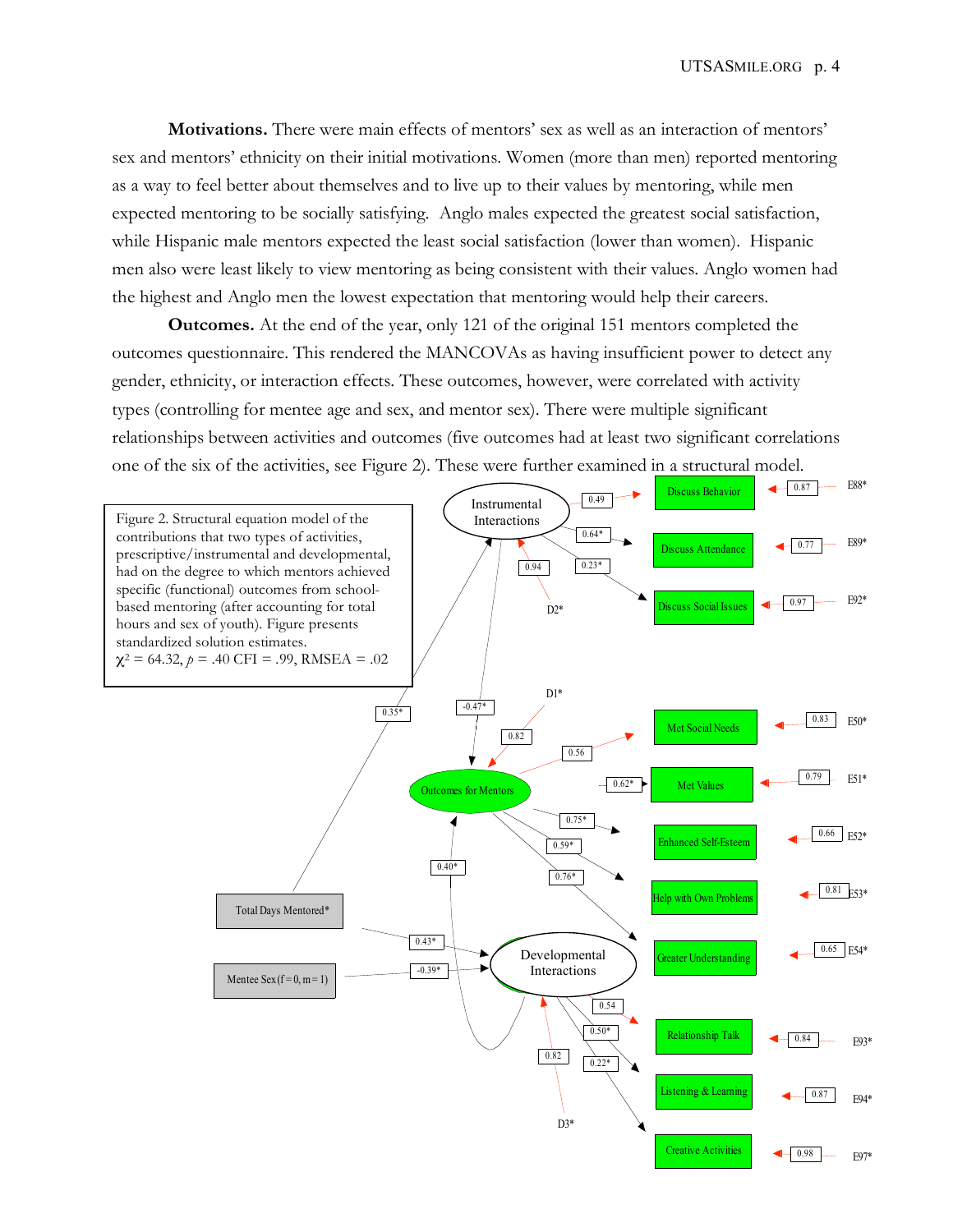**Motivations.** There were main effects of mentors' sex as well as an interaction of mentors' sex and mentors' ethnicity on their initial motivations. Women (more than men) reported mentoring as a way to feel better about themselves and to live up to their values by mentoring, while men expected mentoring to be socially satisfying. Anglo males expected the greatest social satisfaction, while Hispanic male mentors expected the least social satisfaction (lower than women). Hispanic men also were least likely to view mentoring as being consistent with their values. Anglo women had the highest and Anglo men the lowest expectation that mentoring would help their careers.

**Outcomes.** At the end of the year, only 121 of the original 151 mentors completed the outcomes questionnaire. This rendered the MANCOVAs as having insufficient power to detect any gender, ethnicity, or interaction effects. These outcomes, however, were correlated with activity types (controlling for mentee age and sex, and mentor sex). There were multiple significant relationships between activities and outcomes (five outcomes had at least two significant correlations one of the six of the activities, see Figure 2). These were further examined in a structural model.

Figure 2. Structural equation model of the contributions that two types of activities, prescriptive/instrumental and developmental, had on the degree to which mentors achieved specific (functional) outcomes from school-based mentoring (after accounting for total hours and sex of youth). Figure presents standardized solution estimates.
$\chi^2$ = 64.32, $p$ = .40 CFI = .99, RMSEA = .02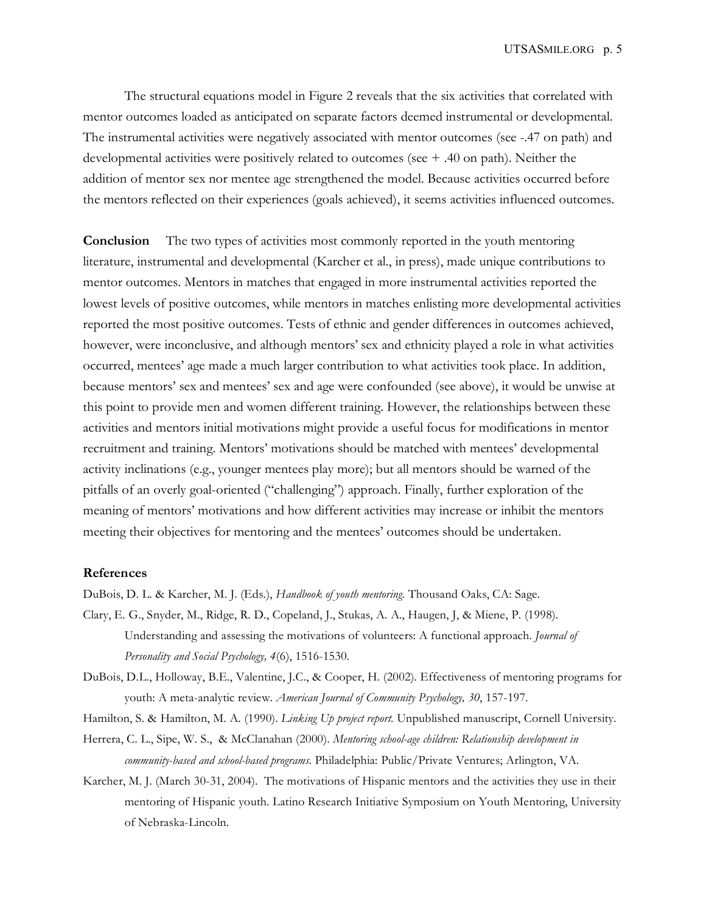The structural equations model in Figure 2 reveals that the six activities that correlated with mentor outcomes loaded as anticipated on separate factors deemed instrumental or developmental. The instrumental activities were negatively associated with mentor outcomes (see -.47 on path) and developmental activities were positively related to outcomes (see + .40 on path). Neither the addition of mentor sex nor mentee age strengthened the model. Because activities occurred before the mentors reflected on their experiences (goals achieved), it seems activities influenced outcomes.

**Conclusion** The two types of activities most commonly reported in the youth mentoring literature, instrumental and developmental (Karcher et al., in press), made unique contributions to mentor outcomes. Mentors in matches that engaged in more instrumental activities reported the lowest levels of positive outcomes, while mentors in matches enlisting more developmental activities reported the most positive outcomes. Tests of ethnic and gender differences in outcomes achieved, however, were inconclusive, and although mentors' sex and ethnicity played a role in what activities occurred, mentees' age made a much larger contribution to what activities took place. In addition, because mentors' sex and mentees' sex and age were confounded (see above), it would be unwise at this point to provide men and women different training. However, the relationships between these activities and mentors initial motivations might provide a useful focus for modifications in mentor recruitment and training. Mentors' motivations should be matched with mentees' developmental activity inclinations (e.g., younger mentees play more); but all mentors should be warned of the pitfalls of an overly goal-oriented ("challenging") approach. Finally, further exploration of the meaning of mentors' motivations and how different activities may increase or inhibit the mentors meeting their objectives for mentoring and the mentees' outcomes should be undertaken.

**References**

DuBois, D. L. & Karcher, M. J. (Eds.), *Handbook of youth mentoring.* Thousand Oaks, CA: Sage.

Clary, E. G., Snyder, M., Ridge, R. D., Copeland, J., Stukas, A. A., Haugen, J, & Miene, P. (1998). Understanding and assessing the motivations of volunteers: A functional approach. *Journal of Personality and Social Psychology, 4*(6), 1516-1530.

DuBois, D.L., Holloway, B.E., Valentine, J.C., & Cooper, H. (2002). Effectiveness of mentoring programs for youth: A meta-analytic review. *American Journal of Community Psychology, 30*, 157-197.

Hamilton, S. & Hamilton, M. A. (1990). *Linking Up project report.* Unpublished manuscript, Cornell University.

Herrera, C. L., Sipe, W. S., & McClanahan (2000). *Mentoring school-age children: Relationship development in community-based and school-based programs.* Philadelphia: Public/Private Ventures; Arlington, VA.

Karcher, M. J. (March 30-31, 2004). The motivations of Hispanic mentors and the activities they use in their mentoring of Hispanic youth. Latino Research Initiative Symposium on Youth Mentoring, University of Nebraska-Lincoln.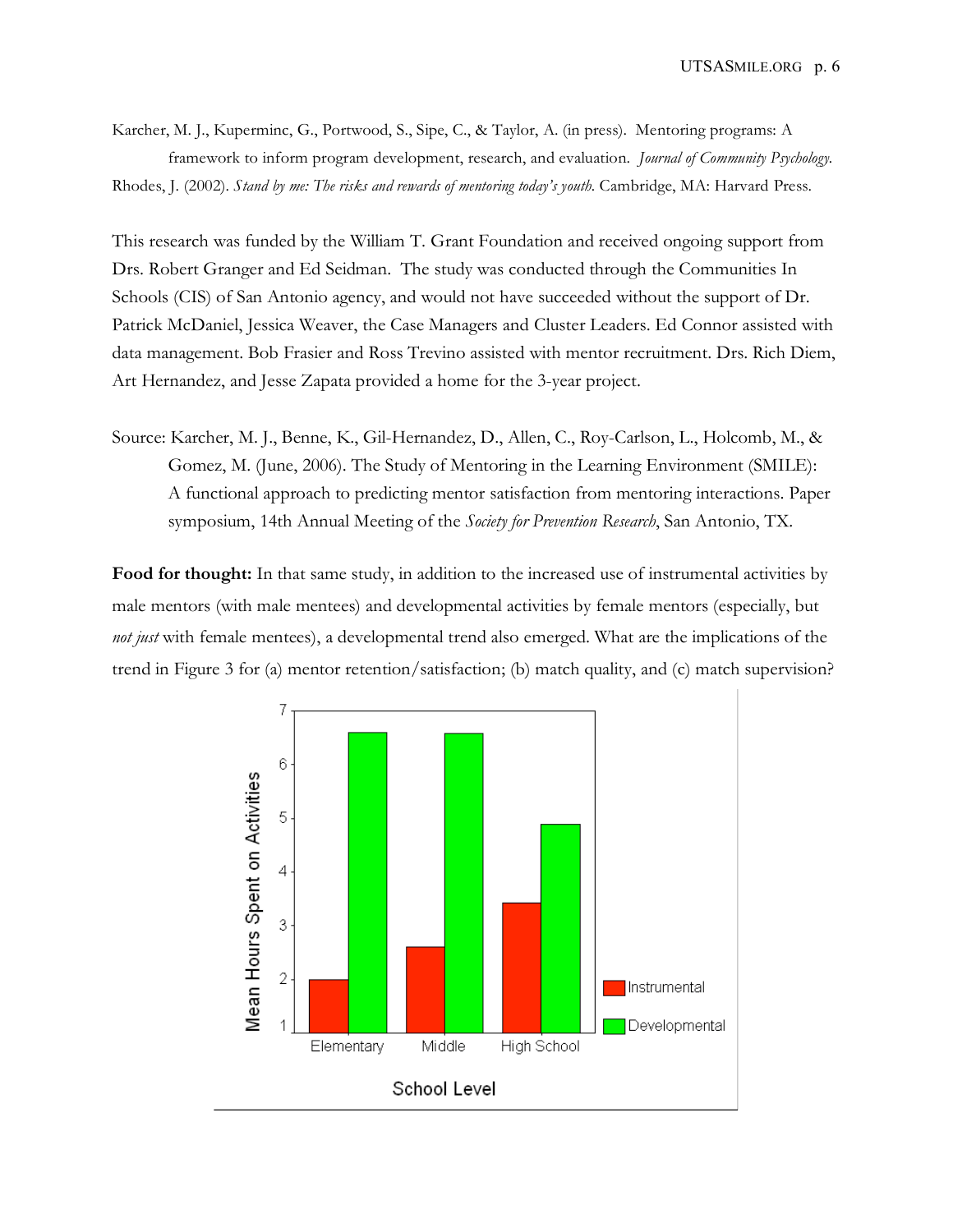Karcher, M. J., Kuperminc, G., Portwood, S., Sipe, C., & Taylor, A. (in press). Mentoring programs: A framework to inform program development, research, and evaluation. *Journal of Community Psychology*.

Rhodes, J. (2002). *Stand by me: The risks and rewards of mentoring today's youth*. Cambridge, MA: Harvard Press.

This research was funded by the William T. Grant Foundation and received ongoing support from Drs. Robert Granger and Ed Seidman. The study was conducted through the Communities In Schools (CIS) of San Antonio agency, and would not have succeeded without the support of Dr. Patrick McDaniel, Jessica Weaver, the Case Managers and Cluster Leaders. Ed Connor assisted with data management. Bob Frasier and Ross Trevino assisted with mentor recruitment. Drs. Rich Diem, Art Hernandez, and Jesse Zapata provided a home for the 3-year project.

Source: Karcher, M. J., Benne, K., Gil-Hernandez, D., Allen, C., Roy-Carlson, L., Holcomb, M., & Gomez, M. (June, 2006). The Study of Mentoring in the Learning Environment (SMILE): A functional approach to predicting mentor satisfaction from mentoring interactions. Paper symposium, 14th Annual Meeting of the *Society for Prevention Research*, San Antonio, TX.

**Food for thought:** In that same study, in addition to the increased use of instrumental activities by male mentors (with male mentees) and developmental activities by female mentors (especially, but *not just* with female mentees), a developmental trend also emerged. What are the implications of the trend in Figure 3 for (a) mentor retention/satisfaction; (b) match quality, and (c) match supervision?

Mean Hours Spent on Activities

7
6
5
4
3
2
1

Elementary
Middle
High School

School Level

Instrumental
Developmental